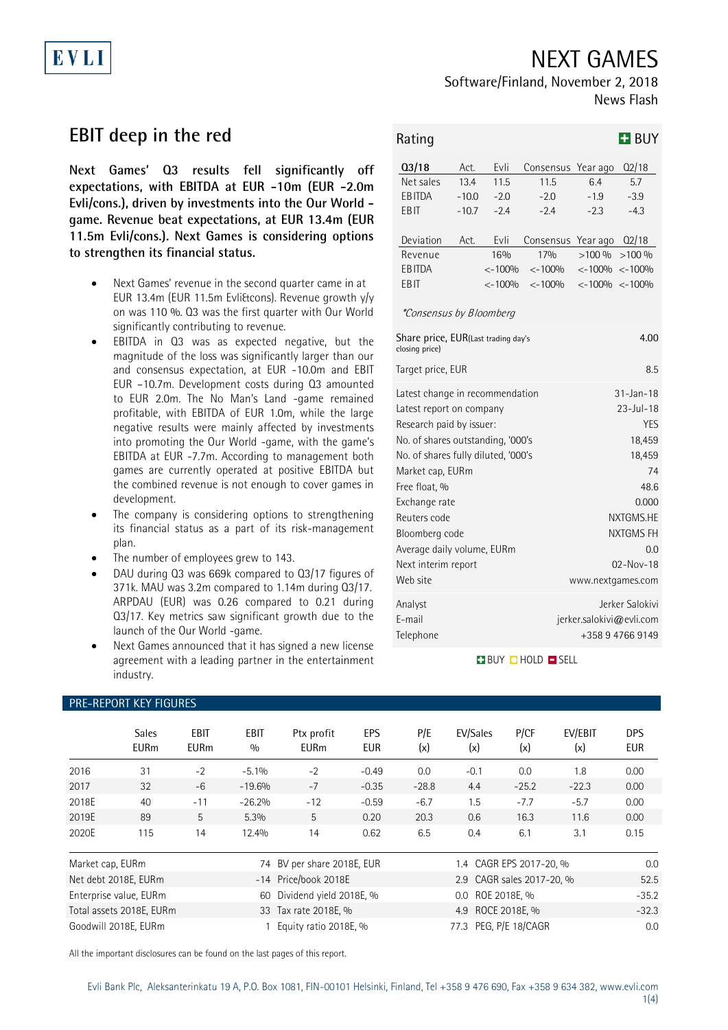# NEXT GAMES

Software/Finland, November 2, 2018
News Flash

## EBIT deep in the red

**Next Games' Q3 results fell significantly off expectations, with EBITDA at EUR -10m (EUR -2.0m Evli/cons.), driven by investments into the Our World -game. Revenue beat expectations, at EUR 13.4m (EUR 11.5m Evli/cons.). Next Games is considering options to strengthen its financial status.**

- Next Games' revenue in the second quarter came in at EUR 13.4m (EUR 11.5m Evli&cons). Revenue growth y/y on was 110 %. Q3 was the first quarter with Our World significantly contributing to revenue.
- EBITDA in Q3 was as expected negative, but the magnitude of the loss was significantly larger than our and consensus expectation, at EUR -10.0m and EBIT EUR -10.7m. Development costs during Q3 amounted to EUR 2.0m. The No Man's Land -game remained profitable, with EBITDA of EUR 1.0m, while the large negative results were mainly affected by investments into promoting the Our World -game, with the game's EBITDA at EUR -7.7m. According to management both games are currently operated at positive EBITDA but the combined revenue is not enough to cover games in development.
- The company is considering options to strengthening its financial status as a part of its risk-management plan.
- The number of employees grew to 143.
- DAU during Q3 was 669k compared to Q3/17 figures of 371k. MAU was 3.2m compared to 1.14m during Q3/17. ARPDAU (EUR) was 0.26 compared to 0.21 during Q3/17. Key metrics saw significant growth due to the launch of the Our World -game.
- Next Games announced that it has signed a new license agreement with a leading partner in the entertainment industry.

**Rating: BUY**

| Q3/18 | Act. | Evli | Consensus | Year ago | Q2/18 |
|---|---|---|---|---|---|
| Net sales | 13.4 | 11.5 | 11.5 | 6.4 | 5.7 |
| EBITDA | -10.0 | -2.0 | -2.0 | -1.9 | -3.9 |
| EBIT | -10.7 | -2.4 | -2.4 | -2.3 | -4.3 |

| Deviation | Act. | Evli | Consensus | Year ago | Q2/18 |
|---|---|---|---|---|---|
| Revenue | | 16% | 17% | >100 % | >100 % |
| EBITDA | | <-100% | <-100% | <-100% | <-100% |
| EBIT | | <-100% | <-100% | <-100% | <-100% |

*Consensus by Bloomberg*

| | |
|---|---|
| Share price, EUR (Last trading day's closing price) | 4.00 |
| Target price, EUR | 8.5 |
| Latest change in recommendation | 31-Jan-18 |
| Latest report on company | 23-Jul-18 |
| Research paid by issuer: | YES |
| No. of shares outstanding, '000's | 18,459 |
| No. of shares fully diluted, '000's | 18,459 |
| Market cap, EURm | 74 |
| Free float, % | 48.6 |
| Exchange rate | 0.000 |
| Reuters code | NXTGMS.HE |
| Bloomberg code | NXTGMS FH |
| Average daily volume, EURm | 0.0 |
| Next interim report | 02-Nov-18 |
| Web site | www.nextgames.com |
| Analyst | Jerker Salokivi |
| E-mail | jerker.salokivi@evli.com |
| Telephone | +358 9 4766 9149 |

BUY / HOLD / SELL

### PRE-REPORT KEY FIGURES

| | Sales EURm | EBIT EURm | EBIT % | Ptx profit EURm | EPS EUR | P/E (x) | EV/Sales (x) | P/CF (x) | EV/EBIT (x) | DPS EUR |
|---|---|---|---|---|---|---|---|---|---|---|
| 2016 | 31 | -2 | -5.1% | -2 | -0.49 | 0.0 | -0.1 | 0.0 | 1.8 | 0.00 |
| 2017 | 32 | -6 | -19.6% | -7 | -0.35 | -28.8 | 4.4 | -25.2 | -22.3 | 0.00 |
| 2018E | 40 | -11 | -26.2% | -12 | -0.59 | -6.7 | 1.5 | -7.7 | -5.7 | 0.00 |
| 2019E | 89 | 5 | 5.3% | 5 | 0.20 | 20.3 | 0.6 | 16.3 | 11.6 | 0.00 |
| 2020E | 115 | 14 | 12.4% | 14 | 0.62 | 6.5 | 0.4 | 6.1 | 3.1 | 0.15 |

| | | | | | |
|---|---|---|---|---|---|
| Market cap, EURm | 74 | BV per share 2018E, EUR | 1.4 | CAGR EPS 2017-20, % | 0.0 |
| Net debt 2018E, EURm | -14 | Price/book 2018E | 2.9 | CAGR sales 2017-20, % | 52.5 |
| Enterprise value, EURm | 60 | Dividend yield 2018E, % | 0.0 | ROE 2018E, % | -35.2 |
| Total assets 2018E, EURm | 33 | Tax rate 2018E, % | 4.9 | ROCE 2018E, % | -32.3 |
| Goodwill 2018E, EURm | 1 | Equity ratio 2018E, % | 77.3 | PEG, P/E 18/CAGR | 0.0 |

All the important disclosures can be found on the last pages of this report.

Evli Bank Plc, Aleksanterinkatu 19 A, P.O. Box 1081, FIN-00101 Helsinki, Finland, Tel +358 9 476 690, Fax +358 9 634 382, www.evli.com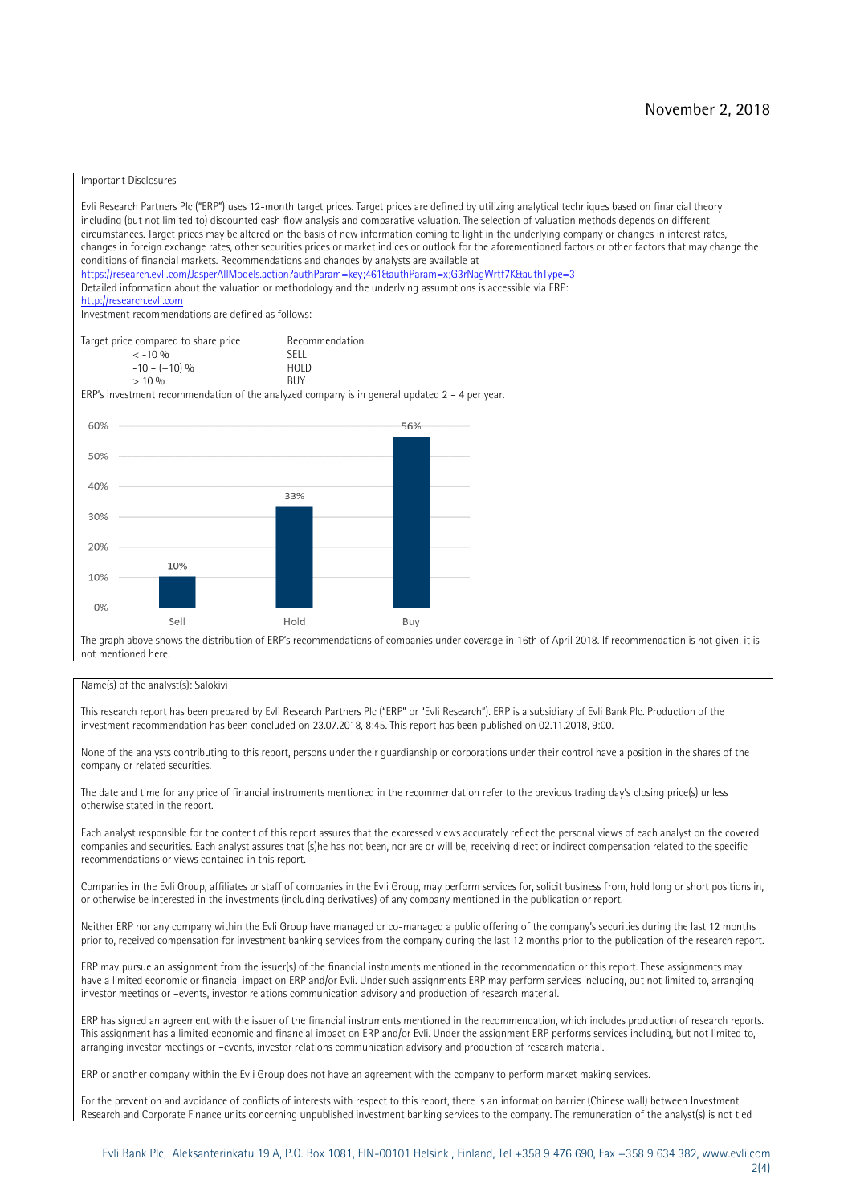November 2, 2018

Important Disclosures

Evli Research Partners Plc ("ERP") uses 12-month target prices. Target prices are defined by utilizing analytical techniques based on financial theory including (but not limited to) discounted cash flow analysis and comparative valuation. The selection of valuation methods depends on different circumstances. Target prices may be altered on the basis of new information coming to light in the underlying company or changes in interest rates, changes in foreign exchange rates, other securities prices or market indices or outlook for the aforementioned factors or other factors that may change the conditions of financial markets. Recommendations and changes by analysts are available at
https://research.evli.com/JasperAllModels.action?authParam=key;461&authParam=x;G3rNagWrtf7K&authType=3
Detailed information about the valuation or methodology and the underlying assumptions is accessible via ERP:
http://research.evli.com
Investment recommendations are defined as follows:

| Target price compared to share price | Recommendation |
|---|---|
| < -10 % | SELL |
| -10 – (+10) % | HOLD |
| > 10 % | BUY |

ERP's investment recommendation of the analyzed company is in general updated 2 – 4 per year.

| | Sell | Hold | Buy |
|---|---|---|---|
| Share of recommendations | 10% | 33% | 56% |

The graph above shows the distribution of ERP's recommendations of companies under coverage in 16th of April 2018. If recommendation is not given, it is not mentioned here.

Name(s) of the analyst(s): Salokivi

This research report has been prepared by Evli Research Partners Plc ("ERP" or "Evli Research"). ERP is a subsidiary of Evli Bank Plc. Production of the investment recommendation has been concluded on 23.07.2018, 8:45. This report has been published on 02.11.2018, 9:00.

None of the analysts contributing to this report, persons under their guardianship or corporations under their control have a position in the shares of the company or related securities.

The date and time for any price of financial instruments mentioned in the recommendation refer to the previous trading day's closing price(s) unless otherwise stated in the report.

Each analyst responsible for the content of this report assures that the expressed views accurately reflect the personal views of each analyst on the covered companies and securities. Each analyst assures that (s)he has not been, nor are or will be, receiving direct or indirect compensation related to the specific recommendations or views contained in this report.

Companies in the Evli Group, affiliates or staff of companies in the Evli Group, may perform services for, solicit business from, hold long or short positions in, or otherwise be interested in the investments (including derivatives) of any company mentioned in the publication or report.

Neither ERP nor any company within the Evli Group have managed or co-managed a public offering of the company's securities during the last 12 months prior to, received compensation for investment banking services from the company during the last 12 months prior to the publication of the research report.

ERP may pursue an assignment from the issuer(s) of the financial instruments mentioned in the recommendation or this report. These assignments may have a limited economic or financial impact on ERP and/or Evli. Under such assignments ERP may perform services including, but not limited to, arranging investor meetings or –events, investor relations communication advisory and production of research material.

ERP has signed an agreement with the issuer of the financial instruments mentioned in the recommendation, which includes production of research reports. This assignment has a limited economic and financial impact on ERP and/or Evli. Under the assignment ERP performs services including, but not limited to, arranging investor meetings or –events, investor relations communication advisory and production of research material.

ERP or another company within the Evli Group does not have an agreement with the company to perform market making services.

For the prevention and avoidance of conflicts of interests with respect to this report, there is an information barrier (Chinese wall) between Investment Research and Corporate Finance units concerning unpublished investment banking services to the company. The remuneration of the analyst(s) is not tied

Evli Bank Plc, Aleksanterinkatu 19 A, P.O. Box 1081, FIN-00101 Helsinki, Finland, Tel +358 9 476 690, Fax +358 9 634 382, www.evli.com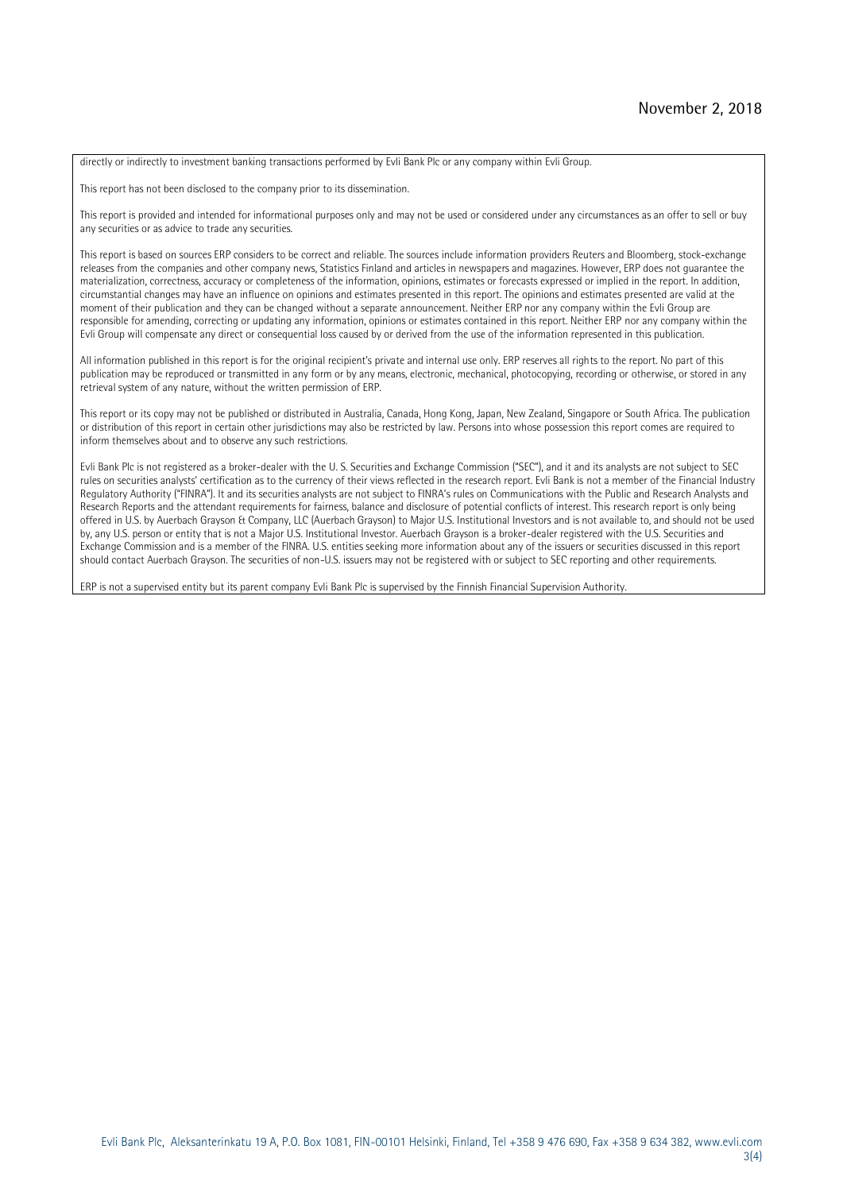directly or indirectly to investment banking transactions performed by Evli Bank Plc or any company within Evli Group.

This report has not been disclosed to the company prior to its dissemination.

This report is provided and intended for informational purposes only and may not be used or considered under any circumstances as an offer to sell or buy any securities or as advice to trade any securities.

This report is based on sources ERP considers to be correct and reliable. The sources include information providers Reuters and Bloomberg, stock-exchange releases from the companies and other company news, Statistics Finland and articles in newspapers and magazines. However, ERP does not guarantee the materialization, correctness, accuracy or completeness of the information, opinions, estimates or forecasts expressed or implied in the report. In addition, circumstantial changes may have an influence on opinions and estimates presented in this report. The opinions and estimates presented are valid at the moment of their publication and they can be changed without a separate announcement. Neither ERP nor any company within the Evli Group are responsible for amending, correcting or updating any information, opinions or estimates contained in this report. Neither ERP nor any company within the Evli Group will compensate any direct or consequential loss caused by or derived from the use of the information represented in this publication.

All information published in this report is for the original recipient's private and internal use only. ERP reserves all rights to the report. No part of this publication may be reproduced or transmitted in any form or by any means, electronic, mechanical, photocopying, recording or otherwise, or stored in any retrieval system of any nature, without the written permission of ERP.

This report or its copy may not be published or distributed in Australia, Canada, Hong Kong, Japan, New Zealand, Singapore or South Africa. The publication or distribution of this report in certain other jurisdictions may also be restricted by law. Persons into whose possession this report comes are required to inform themselves about and to observe any such restrictions.

Evli Bank Plc is not registered as a broker-dealer with the U. S. Securities and Exchange Commission ("SEC"), and it and its analysts are not subject to SEC rules on securities analysts' certification as to the currency of their views reflected in the research report. Evli Bank is not a member of the Financial Industry Regulatory Authority ("FINRA"). It and its securities analysts are not subject to FINRA's rules on Communications with the Public and Research Analysts and Research Reports and the attendant requirements for fairness, balance and disclosure of potential conflicts of interest. This research report is only being offered in U.S. by Auerbach Grayson & Company, LLC (Auerbach Grayson) to Major U.S. Institutional Investors and is not available to, and should not be used by, any U.S. person or entity that is not a Major U.S. Institutional Investor. Auerbach Grayson is a broker-dealer registered with the U.S. Securities and Exchange Commission and is a member of the FINRA. U.S. entities seeking more information about any of the issuers or securities discussed in this report should contact Auerbach Grayson. The securities of non-U.S. issuers may not be registered with or subject to SEC reporting and other requirements.

ERP is not a supervised entity but its parent company Evli Bank Plc is supervised by the Finnish Financial Supervision Authority.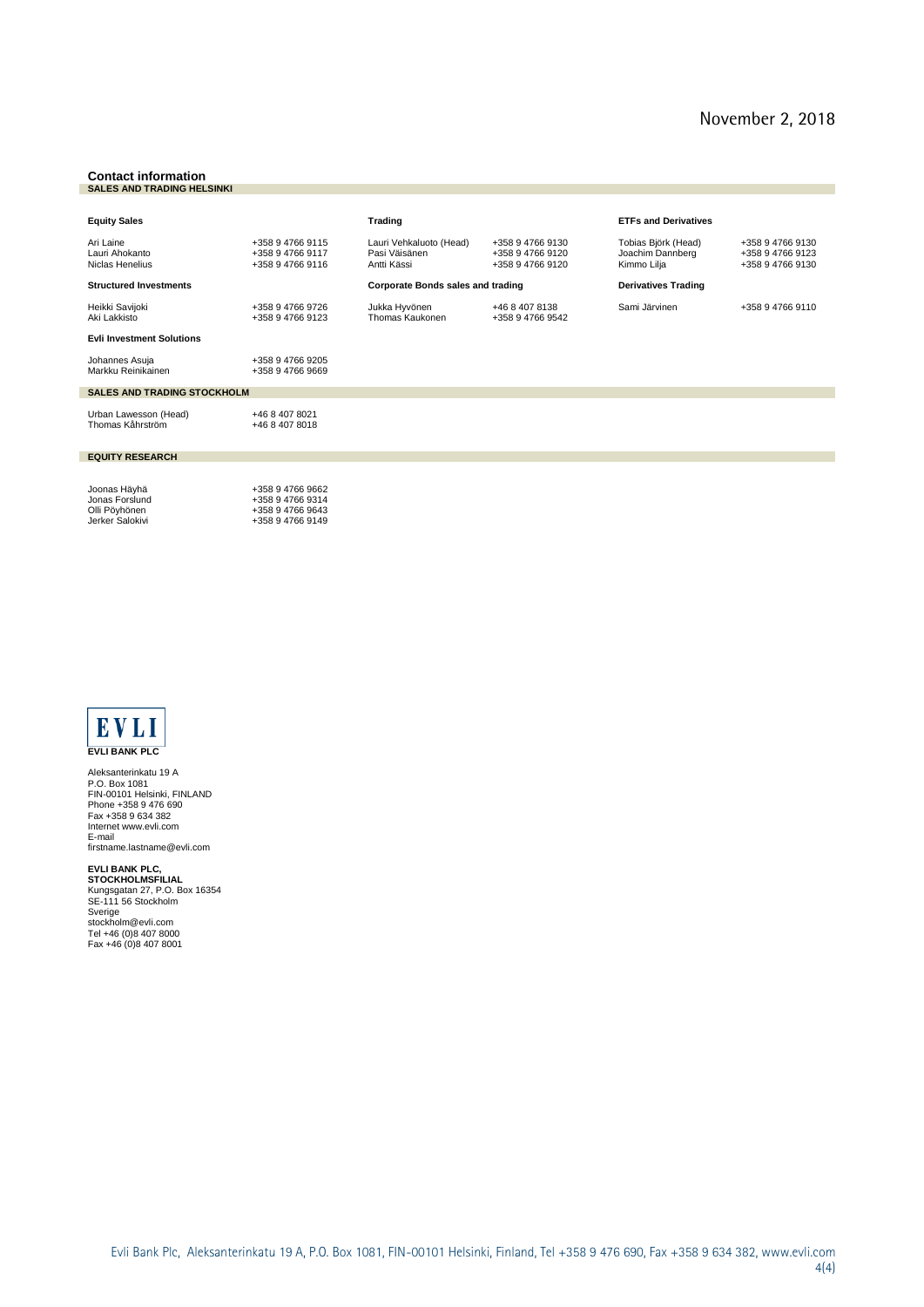November 2, 2018

## Contact information

### SALES AND TRADING HELSINKI

**Equity Sales**

| | |
|---|---|
| Ari Laine | +358 9 4766 9115 |
| Lauri Ahokanto | +358 9 4766 9117 |
| Niclas Henelius | +358 9 4766 9116 |

**Structured Investments**

| | |
|---|---|
| Heikki Savijoki | +358 9 4766 9726 |
| Aki Lakkisto | +358 9 4766 9123 |

**Evli Investment Solutions**

| | |
|---|---|
| Johannes Asuja | +358 9 4766 9205 |
| Markku Reinikainen | +358 9 4766 9669 |

**Trading**

| | |
|---|---|
| Lauri Vehkaluoto (Head) | +358 9 4766 9130 |
| Pasi Väisänen | +358 9 4766 9120 |
| Antti Kässi | +358 9 4766 9120 |

**Corporate Bonds sales and trading**

| | |
|---|---|
| Jukka Hyvönen | +46 8 407 8138 |
| Thomas Kaukonen | +358 9 4766 9542 |

**ETFs and Derivatives**

| | |
|---|---|
| Tobias Björk (Head) | +358 9 4766 9130 |
| Joachim Dannberg | +358 9 4766 9123 |
| Kimmo Lilja | +358 9 4766 9130 |

**Derivatives Trading**

| | |
|---|---|
| Sami Järvinen | +358 9 4766 9110 |

### SALES AND TRADING STOCKHOLM

| | |
|---|---|
| Urban Lawesson (Head) | +46 8 407 8021 |
| Thomas Kåhrström | +46 8 407 8018 |

### EQUITY RESEARCH

| | |
|---|---|
| Joonas Häyhä | +358 9 4766 9662 |
| Jonas Forslund | +358 9 4766 9314 |
| Olli Pöyhönen | +358 9 4766 9643 |
| Jerker Salokivi | +358 9 4766 9149 |

EVLI

**EVLI BANK PLC**

Aleksanterinkatu 19 A
P.O. Box 1081
FIN-00101 Helsinki, FINLAND
Phone +358 9 476 690
Fax +358 9 634 382
Internet www.evli.com
E-mail
firstname.lastname@evli.com

**EVLI BANK PLC, STOCKHOLMSFILIAL**
Kungsgatan 27, P.O. Box 16354
SE-111 56 Stockholm
Sverige
stockholm@evli.com
Tel +46 (0)8 407 8000
Fax +46 (0)8 407 8001

Evli Bank Plc, Aleksanterinkatu 19 A, P.O. Box 1081, FIN-00101 Helsinki, Finland, Tel +358 9 476 690, Fax +358 9 634 382, www.evli.com